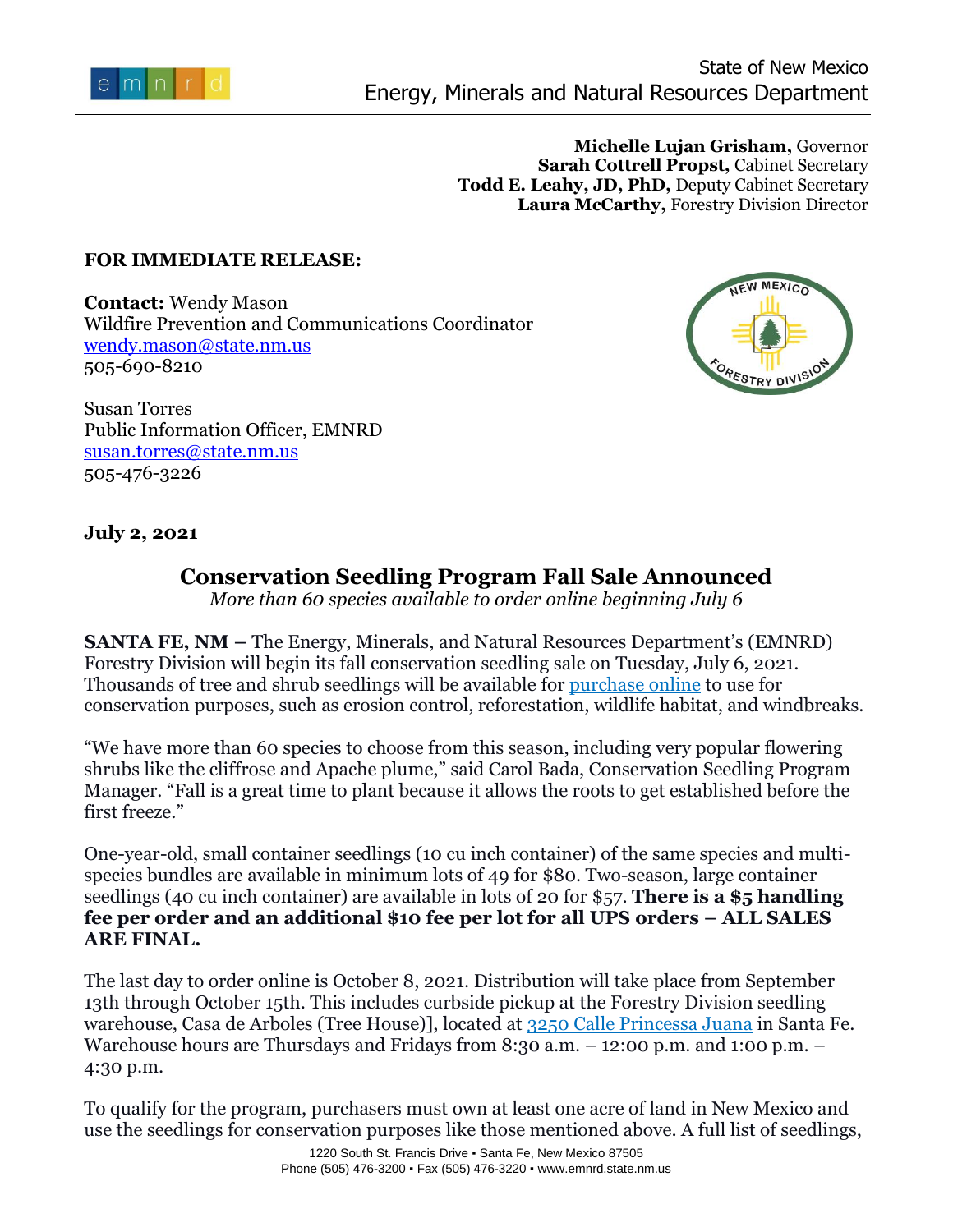State of New Mexico
Energy, Minerals and Natural Resources Department

**Michelle Lujan Grisham,** Governor
**Sarah Cottrell Propst,** Cabinet Secretary
**Todd E. Leahy, JD, PhD,** Deputy Cabinet Secretary
**Laura McCarthy,** Forestry Division Director

**FOR IMMEDIATE RELEASE:**

**Contact:** Wendy Mason
Wildfire Prevention and Communications Coordinator
wendy.mason@state.nm.us
505-690-8210

Susan Torres
Public Information Officer, EMNRD
susan.torres@state.nm.us
505-476-3226

**July 2, 2021**

# Conservation Seedling Program Fall Sale Announced

*More than 60 species available to order online beginning July 6*

**SANTA FE, NM –** The Energy, Minerals, and Natural Resources Department's (EMNRD) Forestry Division will begin its fall conservation seedling sale on Tuesday, July 6, 2021. Thousands of tree and shrub seedlings will be available for purchase online to use for conservation purposes, such as erosion control, reforestation, wildlife habitat, and windbreaks.

"We have more than 60 species to choose from this season, including very popular flowering shrubs like the cliffrose and Apache plume," said Carol Bada, Conservation Seedling Program Manager. "Fall is a great time to plant because it allows the roots to get established before the first freeze."

One-year-old, small container seedlings (10 cu inch container) of the same species and multi-species bundles are available in minimum lots of 49 for $80. Two-season, large container seedlings (40 cu inch container) are available in lots of 20 for $57. **There is a $5 handling fee per order and an additional $10 fee per lot for all UPS orders – ALL SALES ARE FINAL.**

The last day to order online is October 8, 2021. Distribution will take place from September 13th through October 15th. This includes curbside pickup at the Forestry Division seedling warehouse, Casa de Arboles (Tree House)], located at 3250 Calle Princessa Juana in Santa Fe. Warehouse hours are Thursdays and Fridays from 8:30 a.m. – 12:00 p.m. and 1:00 p.m. – 4:30 p.m.

To qualify for the program, purchasers must own at least one acre of land in New Mexico and use the seedlings for conservation purposes like those mentioned above. A full list of seedlings,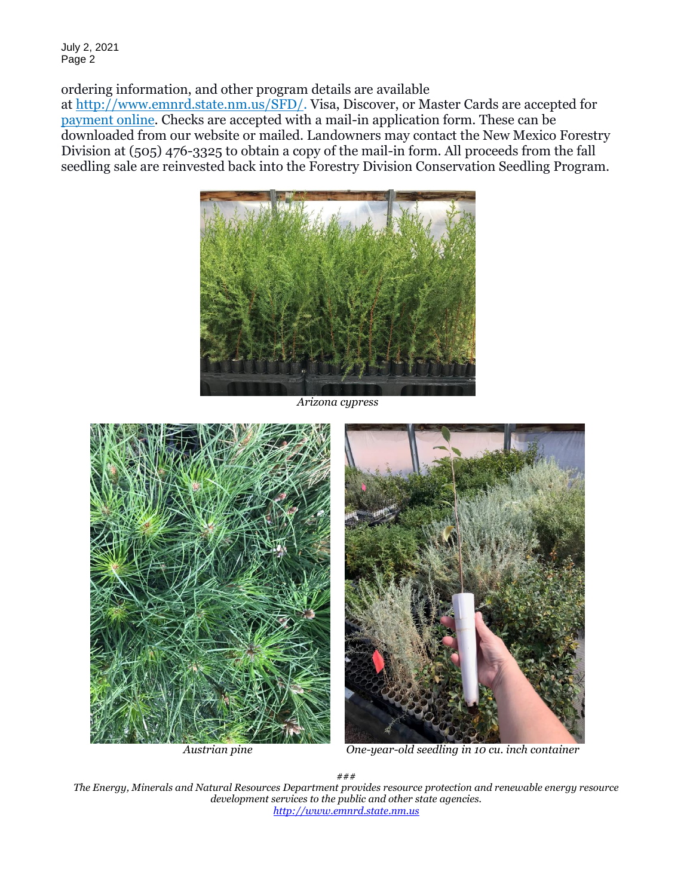ordering information, and other program details are available at [http://www.emnrd.state.nm.us/SFD/](http://www.emnrd.state.nm.us/SFD/). Visa, Discover, or Master Cards are accepted for [payment online](). Checks are accepted with a mail-in application form. These can be downloaded from our website or mailed. Landowners may contact the New Mexico Forestry Division at (505) 476-3325 to obtain a copy of the mail-in form. All proceeds from the fall seedling sale are reinvested back into the Forestry Division Conservation Seedling Program.

*Arizona cypress*

*Austrian pine*

*One-year-old seedling in 10 cu. inch container*

###

*The Energy, Minerals and Natural Resources Department provides resource protection and renewable energy resource development services to the public and other state agencies.*

[*http://www.emnrd.state.nm.us*](http://www.emnrd.state.nm.us)